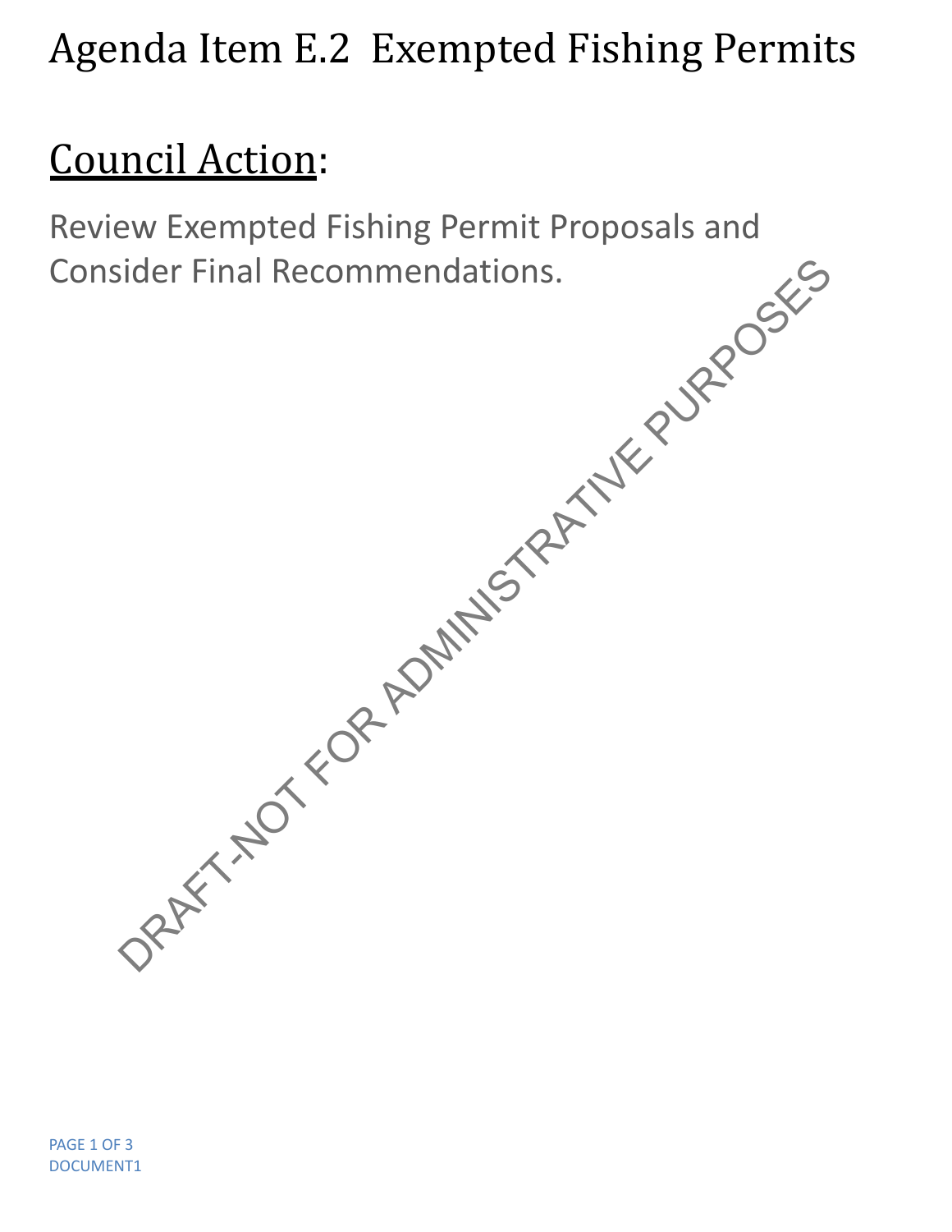# Agenda Item E.2 Exempted Fishing Permits

## <u>Council Action</u>:

Review Exempted Fishing Permit Proposals and Consider Final Recommendations.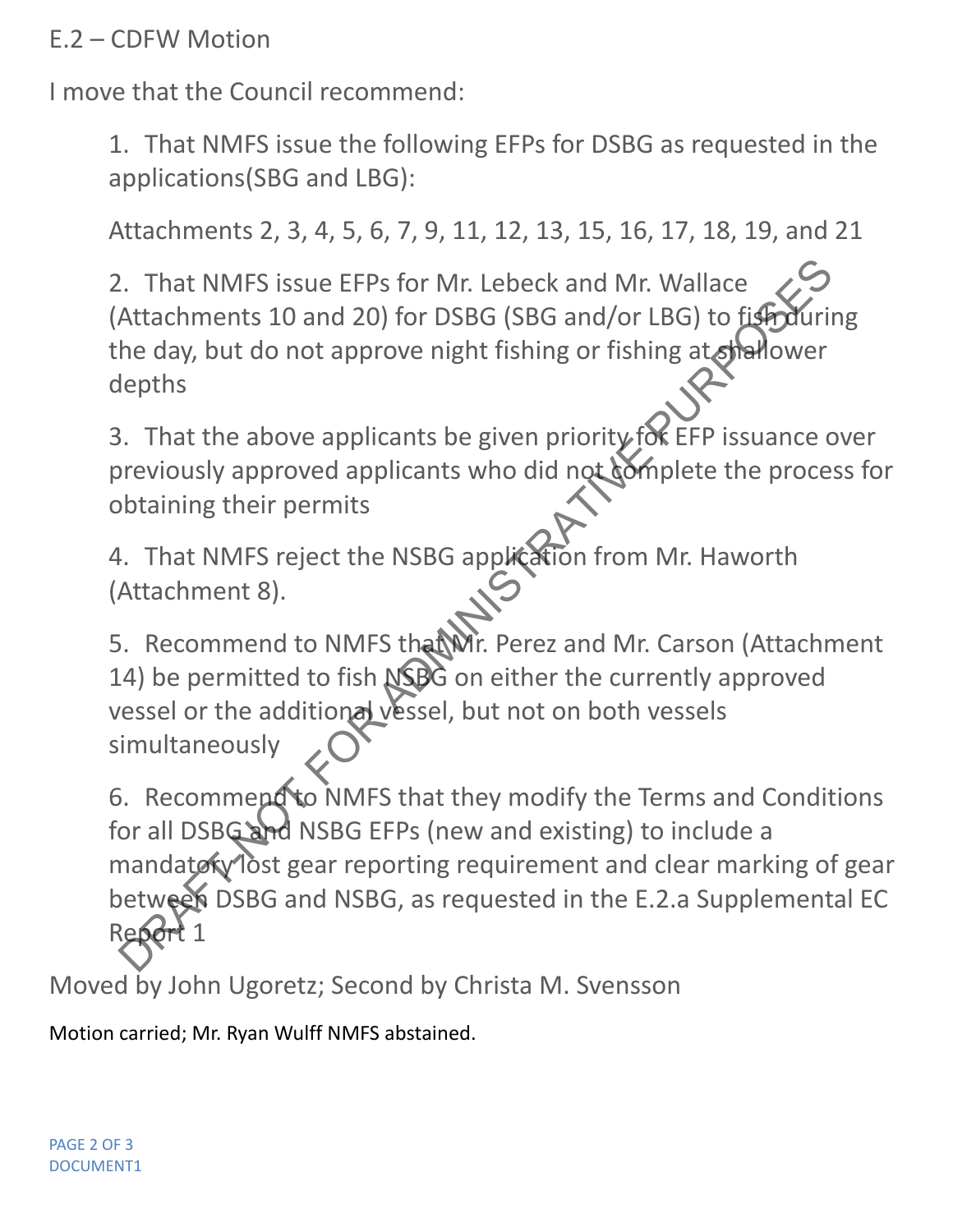E.2 – CDFW Motion

I move that the Council recommend:

1. That NMFS issue the following EFPs for DSBG as requested in the applications(SBG and LBG):

   Attachments 2, 3, 4, 5, 6, 7, 9, 11, 12, 13, 15, 16, 17, 18, 19, and 21

2. That NMFS issue EFPs for Mr. Lebeck and Mr. Wallace (Attachments 10 and 20) for DSBG (SBG and/or LBG) to fish during the day, but do not approve night fishing or fishing at shallower depths

3. That the above applicants be given priority for EFP issuance over previously approved applicants who did not complete the process for obtaining their permits

4. That NMFS reject the NSBG application from Mr. Haworth (Attachment 8).

5. Recommend to NMFS that Mr. Perez and Mr. Carson (Attachment 14) be permitted to fish NSBG on either the currently approved vessel or the additional vessel, but not on both vessels simultaneously

6. Recommend to NMFS that they modify the Terms and Conditions for all DSBG and NSBG EFPs (new and existing) to include a mandatory lost gear reporting requirement and clear marking of gear between DSBG and NSBG, as requested in the E.2.a Supplemental EC Report 1

Moved by John Ugoretz; Second by Christa M. Svensson

Motion carried; Mr. Ryan Wulff NMFS abstained.

DRAFT-NOT FOR ADMINISTRATIVE PURPOSES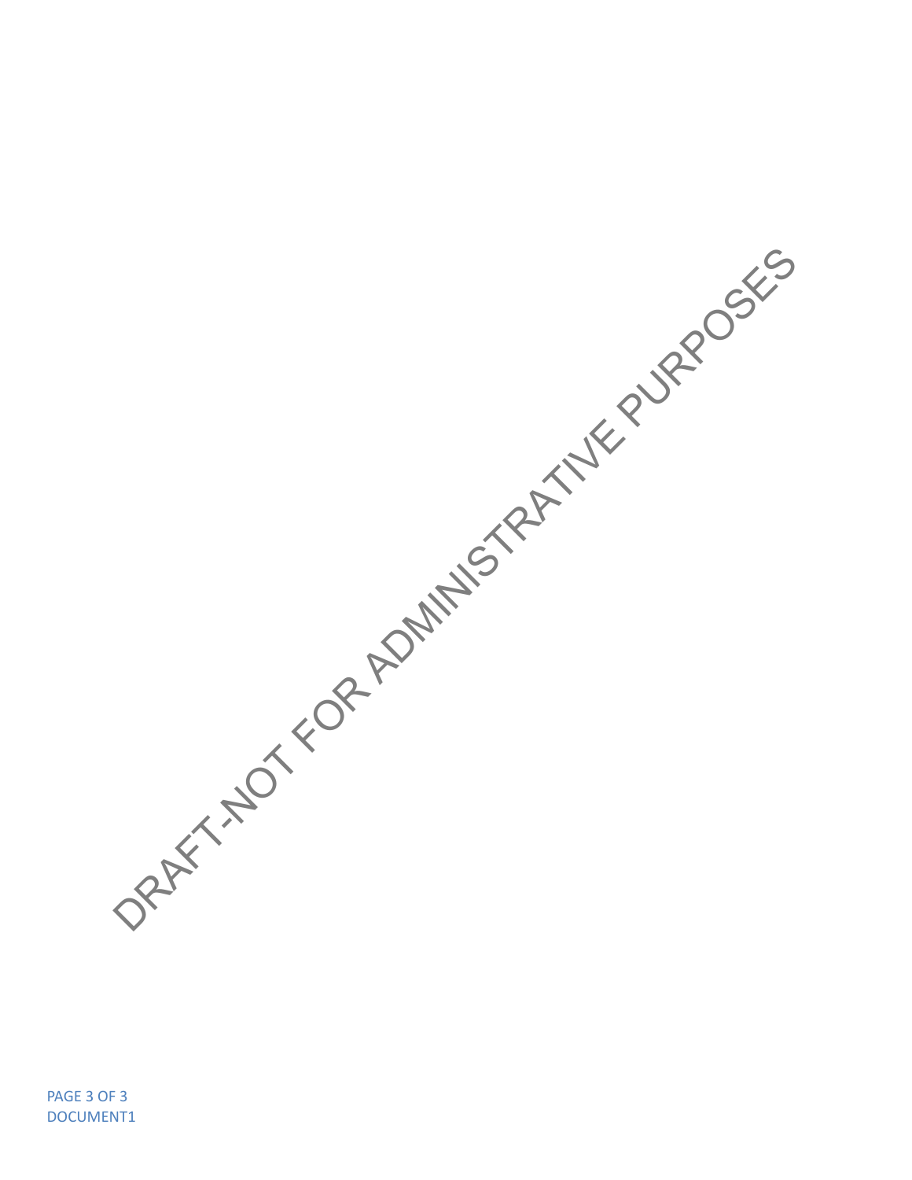DRAFT-NOT FOR ADMINISTRATIVE PURPOSES